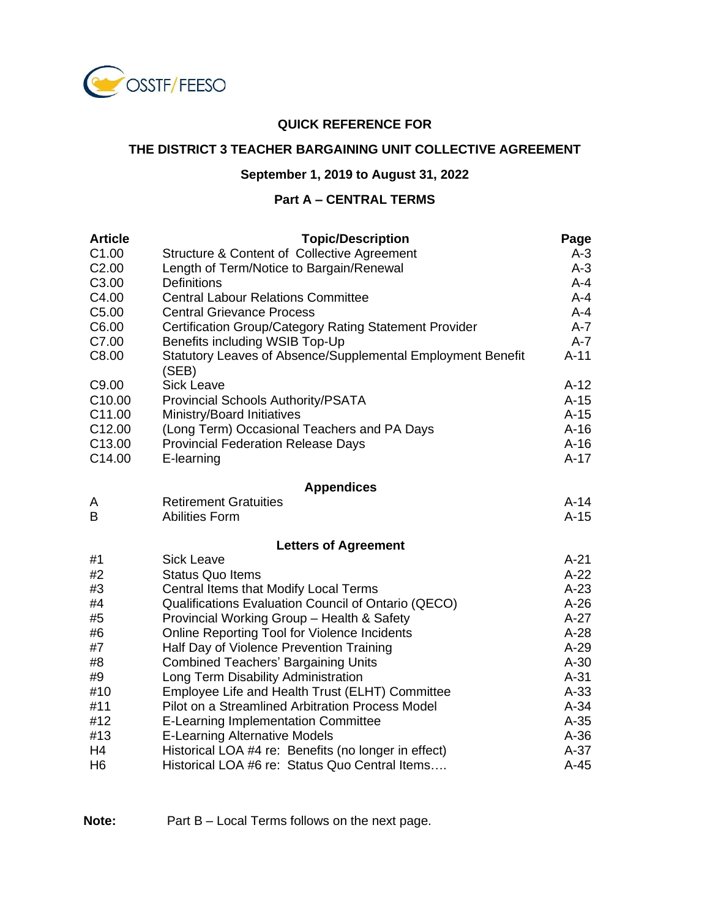OSSTF/FEESO

# QUICK REFERENCE FOR

## THE DISTRICT 3 TEACHER BARGAINING UNIT COLLECTIVE AGREEMENT

**September 1, 2019 to August 31, 2022**

**Part A – CENTRAL TERMS**

| Article | Topic/Description | Page |
|---|---|---|
| C1.00 | Structure & Content of Collective Agreement | A-3 |
| C2.00 | Length of Term/Notice to Bargain/Renewal | A-3 |
| C3.00 | Definitions | A-4 |
| C4.00 | Central Labour Relations Committee | A-4 |
| C5.00 | Central Grievance Process | A-4 |
| C6.00 | Certification Group/Category Rating Statement Provider | A-7 |
| C7.00 | Benefits including WSIB Top-Up | A-7 |
| C8.00 | Statutory Leaves of Absence/Supplemental Employment Benefit (SEB) | A-11 |
| C9.00 | Sick Leave | A-12 |
| C10.00 | Provincial Schools Authority/PSATA | A-15 |
| C11.00 | Ministry/Board Initiatives | A-15 |
| C12.00 | (Long Term) Occasional Teachers and PA Days | A-16 |
| C13.00 | Provincial Federation Release Days | A-16 |
| C14.00 | E-learning | A-17 |
| | **Appendices** | |
| A | Retirement Gratuities | A-14 |
| B | Abilities Form | A-15 |
| | **Letters of Agreement** | |
| #1 | Sick Leave | A-21 |
| #2 | Status Quo Items | A-22 |
| #3 | Central Items that Modify Local Terms | A-23 |
| #4 | Qualifications Evaluation Council of Ontario (QECO) | A-26 |
| #5 | Provincial Working Group – Health & Safety | A-27 |
| #6 | Online Reporting Tool for Violence Incidents | A-28 |
| #7 | Half Day of Violence Prevention Training | A-29 |
| #8 | Combined Teachers' Bargaining Units | A-30 |
| #9 | Long Term Disability Administration | A-31 |
| #10 | Employee Life and Health Trust (ELHT) Committee | A-33 |
| #11 | Pilot on a Streamlined Arbitration Process Model | A-34 |
| #12 | E-Learning Implementation Committee | A-35 |
| #13 | E-Learning Alternative Models | A-36 |
| H4 | Historical LOA #4 re: Benefits (no longer in effect) | A-37 |
| H6 | Historical LOA #6 re: Status Quo Central Items…. | A-45 |

**Note:** Part B – Local Terms follows on the next page.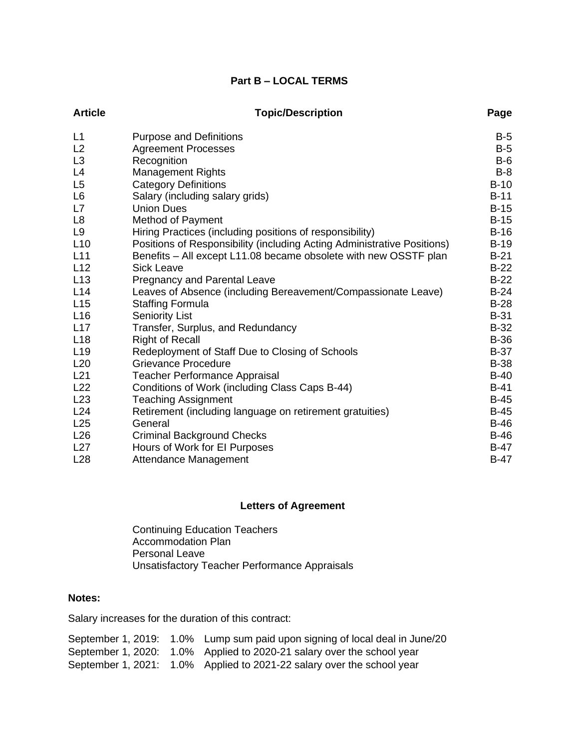## Part B – LOCAL TERMS

| Article | Topic/Description | Page |
|---|---|---|
| L1 | Purpose and Definitions | B-5 |
| L2 | Agreement Processes | B-5 |
| L3 | Recognition | B-6 |
| L4 | Management Rights | B-8 |
| L5 | Category Definitions | B-10 |
| L6 | Salary (including salary grids) | B-11 |
| L7 | Union Dues | B-15 |
| L8 | Method of Payment | B-15 |
| L9 | Hiring Practices (including positions of responsibility) | B-16 |
| L10 | Positions of Responsibility (including Acting Administrative Positions) | B-19 |
| L11 | Benefits – All except L11.08 became obsolete with new OSSTF plan | B-21 |
| L12 | Sick Leave | B-22 |
| L13 | Pregnancy and Parental Leave | B-22 |
| L14 | Leaves of Absence (including Bereavement/Compassionate Leave) | B-24 |
| L15 | Staffing Formula | B-28 |
| L16 | Seniority List | B-31 |
| L17 | Transfer, Surplus, and Redundancy | B-32 |
| L18 | Right of Recall | B-36 |
| L19 | Redeployment of Staff Due to Closing of Schools | B-37 |
| L20 | Grievance Procedure | B-38 |
| L21 | Teacher Performance Appraisal | B-40 |
| L22 | Conditions of Work (including Class Caps B-44) | B-41 |
| L23 | Teaching Assignment | B-45 |
| L24 | Retirement (including language on retirement gratuities) | B-45 |
| L25 | General | B-46 |
| L26 | Criminal Background Checks | B-46 |
| L27 | Hours of Work for EI Purposes | B-47 |
| L28 | Attendance Management | B-47 |

### Letters of Agreement

Continuing Education Teachers
Accommodation Plan
Personal Leave
Unsatisfactory Teacher Performance Appraisals

**Notes:**

Salary increases for the duration of this contract:

| | | |
|---|---|---|
| September 1, 2019: | 1.0% | Lump sum paid upon signing of local deal in June/20 |
| September 1, 2020: | 1.0% | Applied to 2020-21 salary over the school year |
| September 1, 2021: | 1.0% | Applied to 2021-22 salary over the school year |